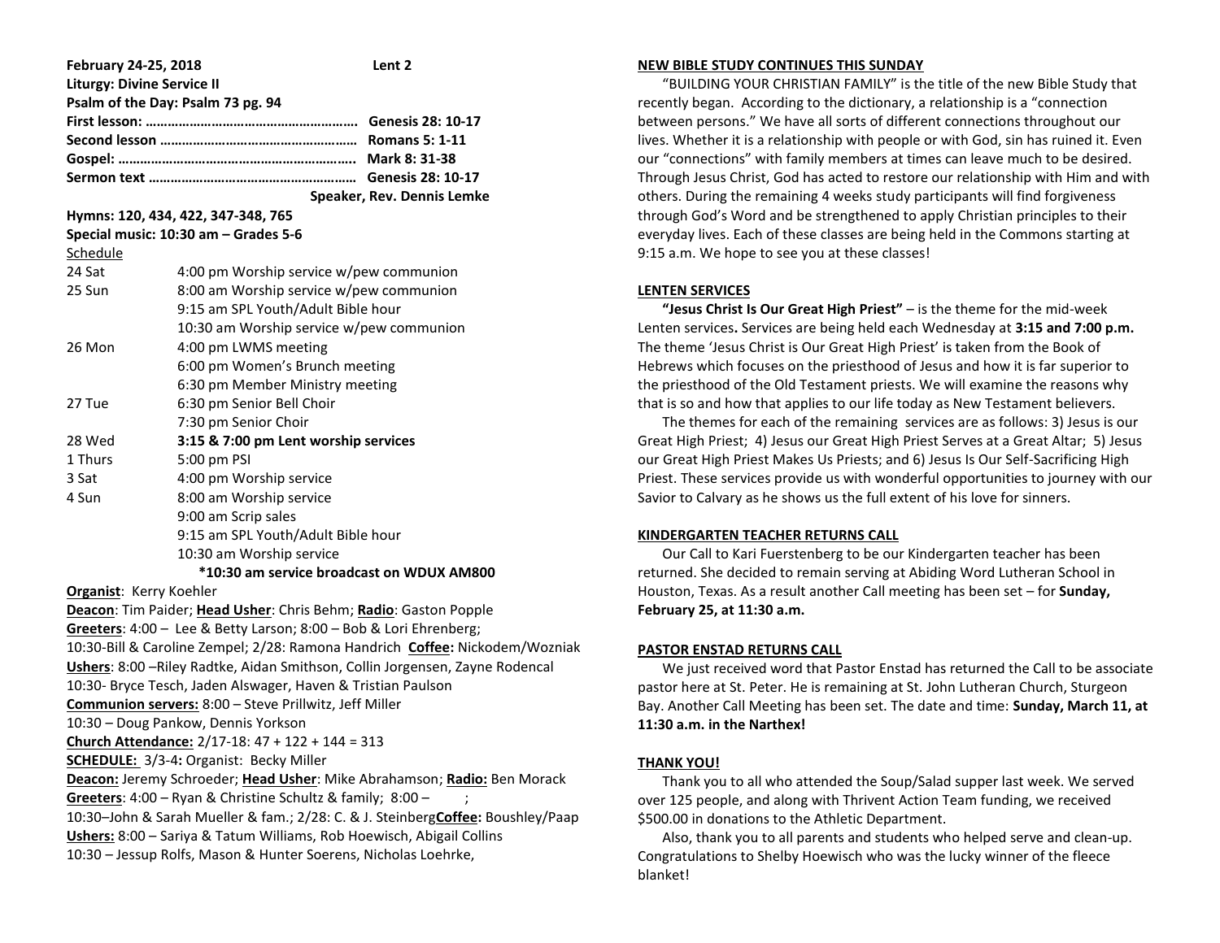**February 24-25, 2018** **Lent 2**

**Liturgy: Divine Service II**

**Psalm of the Day: Psalm 73 pg. 94**

**First lesson: …………………………………………… Genesis 28: 10-17**

**Second lesson ……………………………………………… Romans 5: 1-11**

**Gospel: ……………………………………………………….. Mark 8: 31-38**

**Sermon text ………………………………………………… Genesis 28: 10-17**

**Speaker, Rev. Dennis Lemke**

**Hymns: 120, 434, 422, 347-348, 765**

**Special music: 10:30 am – Grades 5-6**

Schedule

| | |
|---|---|
| 24 Sat | 4:00 pm Worship service w/pew communion |
| 25 Sun | 8:00 am Worship service w/pew communion |
| | 9:15 am SPL Youth/Adult Bible hour |
| | 10:30 am Worship service w/pew communion |
| 26 Mon | 4:00 pm LWMS meeting |
| | 6:00 pm Women's Brunch meeting |
| | 6:30 pm Member Ministry meeting |
| 27 Tue | 6:30 pm Senior Bell Choir |
| | 7:30 pm Senior Choir |
| 28 Wed | **3:15 & 7:00 pm Lent worship services** |
| 1 Thurs | 5:00 pm PSI |
| 3 Sat | 4:00 pm Worship service |
| 4 Sun | 8:00 am Worship service |
| | 9:00 am Scrip sales |
| | 9:15 am SPL Youth/Adult Bible hour |
| | 10:30 am Worship service |

**\*10:30 am service broadcast on WDUX AM800**

**Organist**: Kerry Koehler

**Deacon**: Tim Paider; **Head Usher**: Chris Behm; **Radio**: Gaston Popple

**Greeters**: 4:00 – Lee & Betty Larson; 8:00 – Bob & Lori Ehrenberg; 10:30-Bill & Caroline Zempel; 2/28: Ramona Handrich **Coffee:** Nickodem/Wozniak

**Ushers**: 8:00 –Riley Radtke, Aidan Smithson, Collin Jorgensen, Zayne Rodencal 10:30- Bryce Tesch, Jaden Alswager, Haven & Tristian Paulson

**Communion servers:** 8:00 – Steve Prillwitz, Jeff Miller
10:30 – Doug Pankow, Dennis Yorkson

**Church Attendance:** 2/17-18: 47 + 122 + 144 = 313

**SCHEDULE:** 3/3-4**:** Organist: Becky Miller

**Deacon:** Jeremy Schroeder; **Head Usher**: Mike Abrahamson; **Radio:** Ben Morack

**Greeters**: 4:00 – Ryan & Christine Schultz & family; 8:00 – ;
10:30–John & Sarah Mueller & fam.; 2/28: C. & J. Steinberg**Coffee:** Boushley/Paap

**Ushers:** 8:00 – Sariya & Tatum Williams, Rob Hoewisch, Abigail Collins
10:30 – Jessup Rolfs, Mason & Hunter Soerens, Nicholas Loehrke,

## NEW BIBLE STUDY CONTINUES THIS SUNDAY

"BUILDING YOUR CHRISTIAN FAMILY" is the title of the new Bible Study that recently began. According to the dictionary, a relationship is a "connection between persons." We have all sorts of different connections throughout our lives. Whether it is a relationship with people or with God, sin has ruined it. Even our "connections" with family members at times can leave much to be desired. Through Jesus Christ, God has acted to restore our relationship with Him and with others. During the remaining 4 weeks study participants will find forgiveness through God's Word and be strengthened to apply Christian principles to their everyday lives. Each of these classes are being held in the Commons starting at 9:15 a.m. We hope to see you at these classes!

## LENTEN SERVICES

**"Jesus Christ Is Our Great High Priest"** – is the theme for the mid-week Lenten services**.** Services are being held each Wednesday at **3:15 and 7:00 p.m.** The theme 'Jesus Christ is Our Great High Priest' is taken from the Book of Hebrews which focuses on the priesthood of Jesus and how it is far superior to the priesthood of the Old Testament priests. We will examine the reasons why that is so and how that applies to our life today as New Testament believers.

The themes for each of the remaining services are as follows: 3) Jesus is our Great High Priest; 4) Jesus our Great High Priest Serves at a Great Altar; 5) Jesus our Great High Priest Makes Us Priests; and 6) Jesus Is Our Self-Sacrificing High Priest. These services provide us with wonderful opportunities to journey with our Savior to Calvary as he shows us the full extent of his love for sinners.

## KINDERGARTEN TEACHER RETURNS CALL

Our Call to Kari Fuerstenberg to be our Kindergarten teacher has been returned. She decided to remain serving at Abiding Word Lutheran School in Houston, Texas. As a result another Call meeting has been set – for **Sunday, February 25, at 11:30 a.m.**

## PASTOR ENSTAD RETURNS CALL

We just received word that Pastor Enstad has returned the Call to be associate pastor here at St. Peter. He is remaining at St. John Lutheran Church, Sturgeon Bay. Another Call Meeting has been set. The date and time: **Sunday, March 11, at 11:30 a.m. in the Narthex!**

## THANK YOU!

Thank you to all who attended the Soup/Salad supper last week. We served over 125 people, and along with Thrivent Action Team funding, we received $500.00 in donations to the Athletic Department.

Also, thank you to all parents and students who helped serve and clean-up. Congratulations to Shelby Hoewisch who was the lucky winner of the fleece blanket!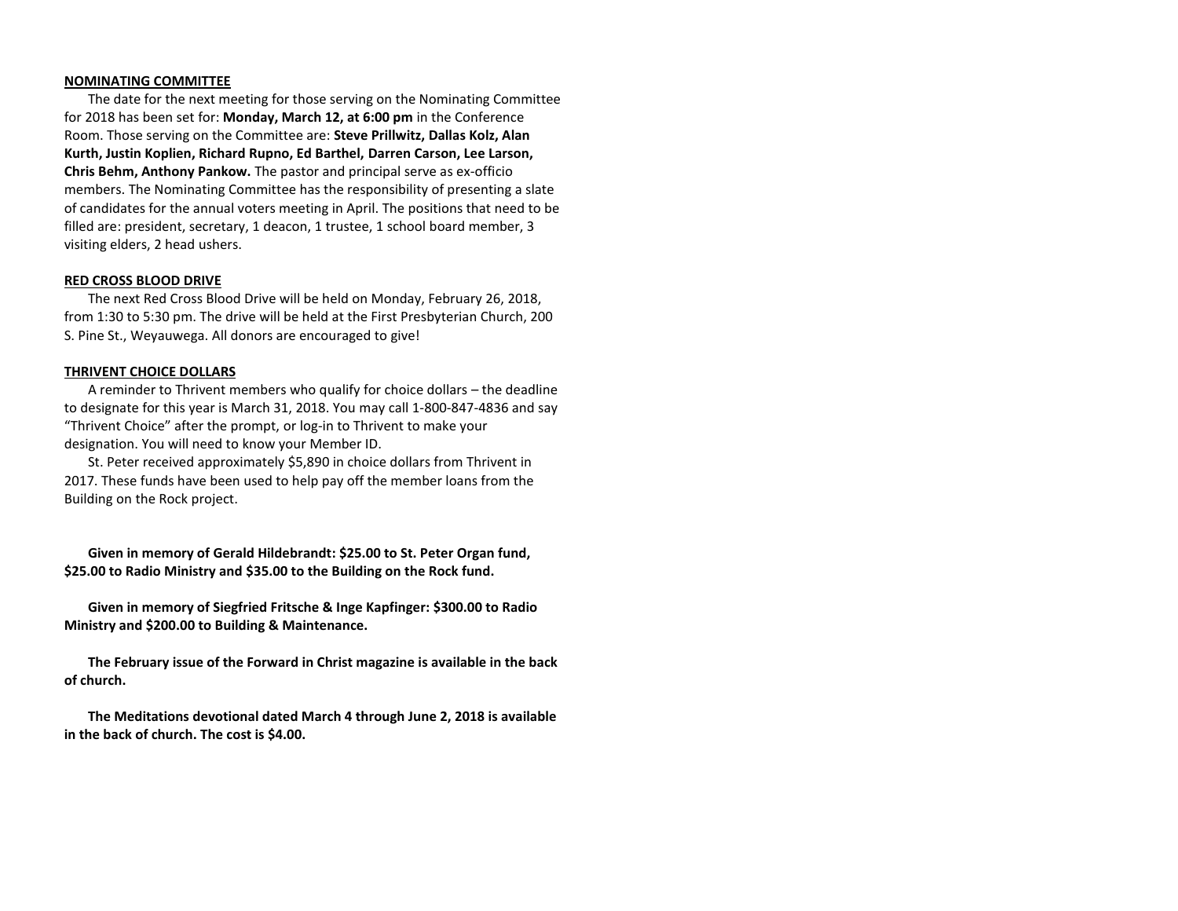**NOMINATING COMMITTEE**

The date for the next meeting for those serving on the Nominating Committee for 2018 has been set for: **Monday, March 12, at 6:00 pm** in the Conference Room. Those serving on the Committee are: **Steve Prillwitz, Dallas Kolz, Alan Kurth, Justin Koplien, Richard Rupno, Ed Barthel, Darren Carson, Lee Larson, Chris Behm, Anthony Pankow.** The pastor and principal serve as ex-officio members. The Nominating Committee has the responsibility of presenting a slate of candidates for the annual voters meeting in April. The positions that need to be filled are: president, secretary, 1 deacon, 1 trustee, 1 school board member, 3 visiting elders, 2 head ushers.

**RED CROSS BLOOD DRIVE**

The next Red Cross Blood Drive will be held on Monday, February 26, 2018, from 1:30 to 5:30 pm. The drive will be held at the First Presbyterian Church, 200 S. Pine St., Weyauwega. All donors are encouraged to give!

**THRIVENT CHOICE DOLLARS**

A reminder to Thrivent members who qualify for choice dollars – the deadline to designate for this year is March 31, 2018. You may call 1-800-847-4836 and say "Thrivent Choice" after the prompt, or log-in to Thrivent to make your designation. You will need to know your Member ID.

St. Peter received approximately $5,890 in choice dollars from Thrivent in 2017. These funds have been used to help pay off the member loans from the Building on the Rock project.

**Given in memory of Gerald Hildebrandt: $25.00 to St. Peter Organ fund, $25.00 to Radio Ministry and $35.00 to the Building on the Rock fund.**

**Given in memory of Siegfried Fritsche & Inge Kapfinger: $300.00 to Radio Ministry and $200.00 to Building & Maintenance.**

**The February issue of the Forward in Christ magazine is available in the back of church.**

**The Meditations devotional dated March 4 through June 2, 2018 is available in the back of church. The cost is $4.00.**